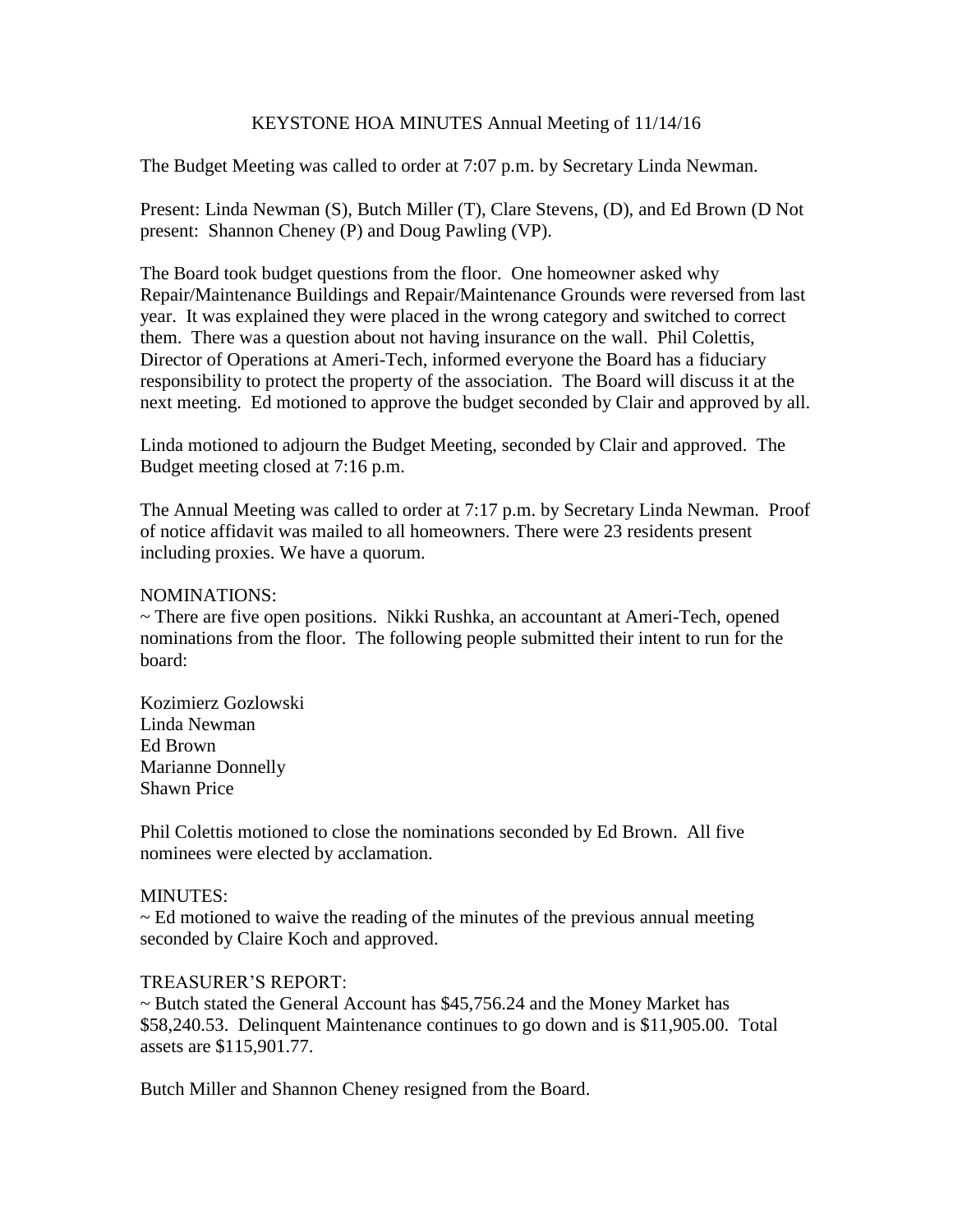KEYSTONE HOA MINUTES Annual Meeting of 11/14/16

The Budget Meeting was called to order at 7:07 p.m. by Secretary Linda Newman.

Present: Linda Newman (S), Butch Miller (T), Clare Stevens, (D), and Ed Brown (D Not present: Shannon Cheney (P) and Doug Pawling (VP).

The Board took budget questions from the floor. One homeowner asked why Repair/Maintenance Buildings and Repair/Maintenance Grounds were reversed from last year. It was explained they were placed in the wrong category and switched to correct them. There was a question about not having insurance on the wall. Phil Colettis, Director of Operations at Ameri-Tech, informed everyone the Board has a fiduciary responsibility to protect the property of the association. The Board will discuss it at the next meeting. Ed motioned to approve the budget seconded by Clair and approved by all.

Linda motioned to adjourn the Budget Meeting, seconded by Clair and approved. The Budget meeting closed at 7:16 p.m.

The Annual Meeting was called to order at 7:17 p.m. by Secretary Linda Newman. Proof of notice affidavit was mailed to all homeowners. There were 23 residents present including proxies. We have a quorum.

NOMINATIONS:

~ There are five open positions. Nikki Rushka, an accountant at Ameri-Tech, opened nominations from the floor. The following people submitted their intent to run for the board:

Kozimierz Gozlowski
Linda Newman
Ed Brown
Marianne Donnelly
Shawn Price

Phil Colettis motioned to close the nominations seconded by Ed Brown. All five nominees were elected by acclamation.

MINUTES:

~ Ed motioned to waive the reading of the minutes of the previous annual meeting seconded by Claire Koch and approved.

TREASURER'S REPORT:

~ Butch stated the General Account has $45,756.24 and the Money Market has $58,240.53. Delinquent Maintenance continues to go down and is $11,905.00. Total assets are $115,901.77.

Butch Miller and Shannon Cheney resigned from the Board.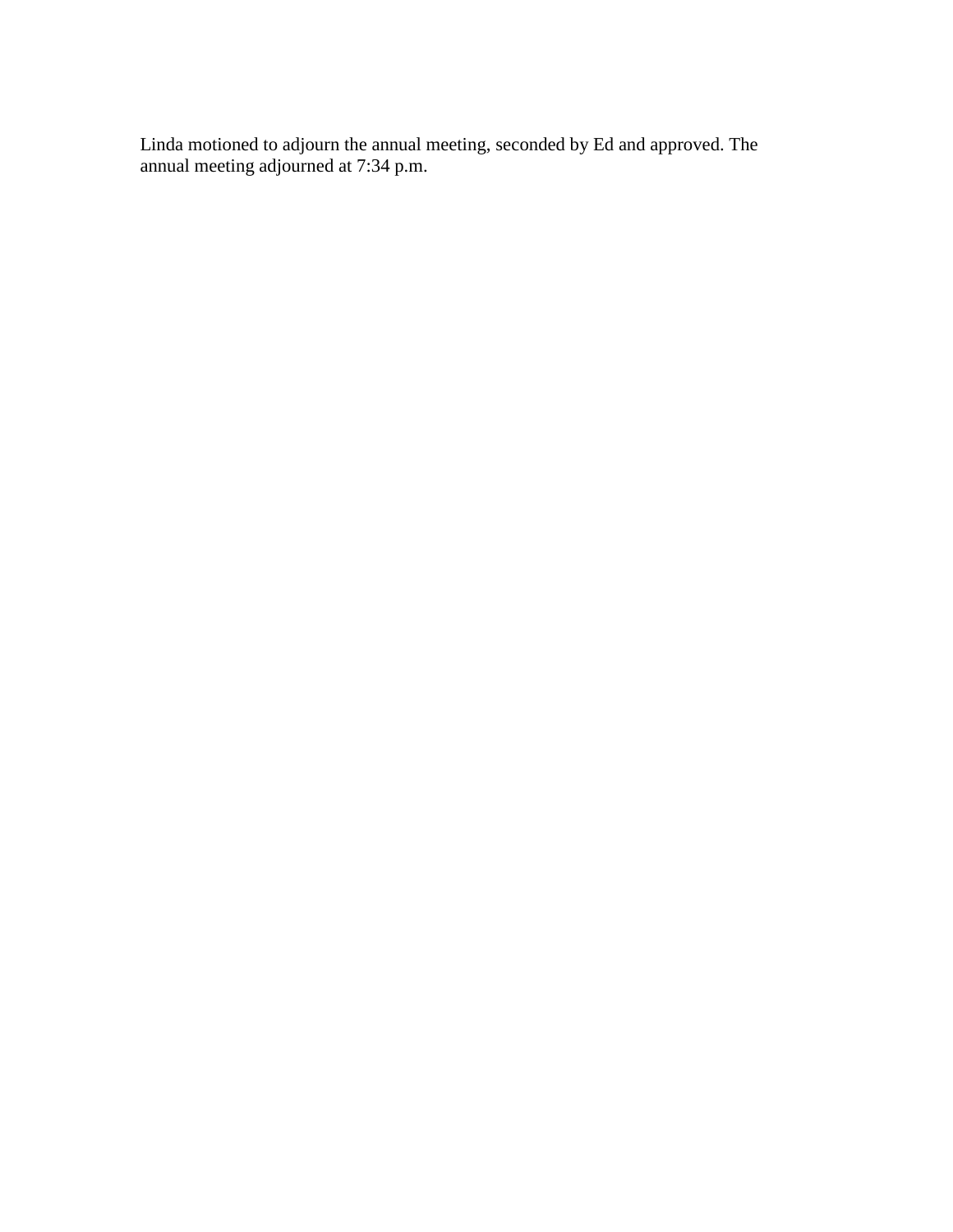Linda motioned to adjourn the annual meeting, seconded by Ed and approved. The annual meeting adjourned at 7:34 p.m.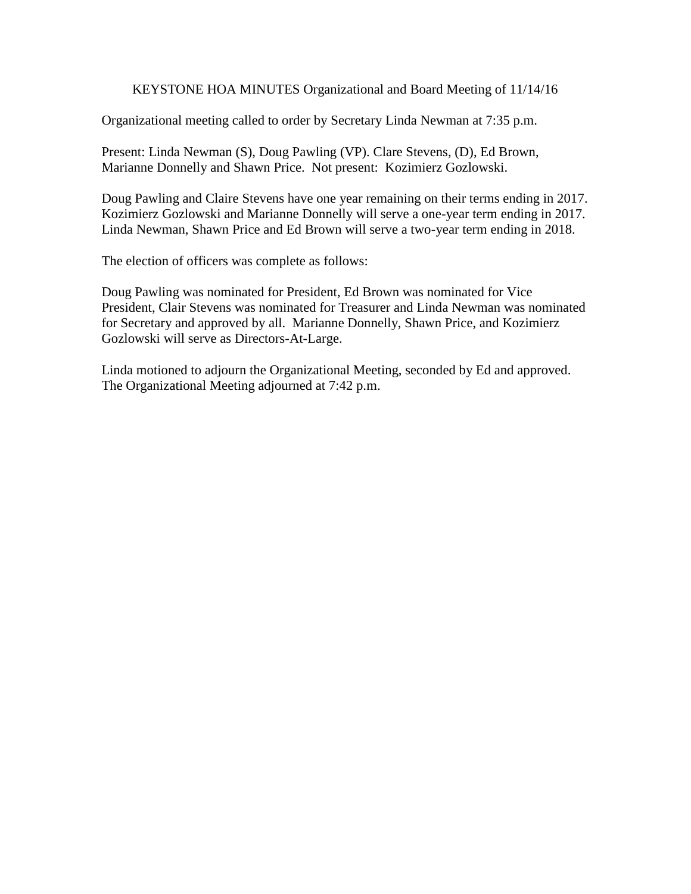KEYSTONE HOA MINUTES Organizational and Board Meeting of 11/14/16

Organizational meeting called to order by Secretary Linda Newman at 7:35 p.m.

Present: Linda Newman (S), Doug Pawling (VP). Clare Stevens, (D), Ed Brown, Marianne Donnelly and Shawn Price. Not present: Kozimierz Gozlowski.

Doug Pawling and Claire Stevens have one year remaining on their terms ending in 2017. Kozimierz Gozlowski and Marianne Donnelly will serve a one-year term ending in 2017. Linda Newman, Shawn Price and Ed Brown will serve a two-year term ending in 2018.

The election of officers was complete as follows:

Doug Pawling was nominated for President, Ed Brown was nominated for Vice President, Clair Stevens was nominated for Treasurer and Linda Newman was nominated for Secretary and approved by all. Marianne Donnelly, Shawn Price, and Kozimierz Gozlowski will serve as Directors-At-Large.

Linda motioned to adjourn the Organizational Meeting, seconded by Ed and approved. The Organizational Meeting adjourned at 7:42 p.m.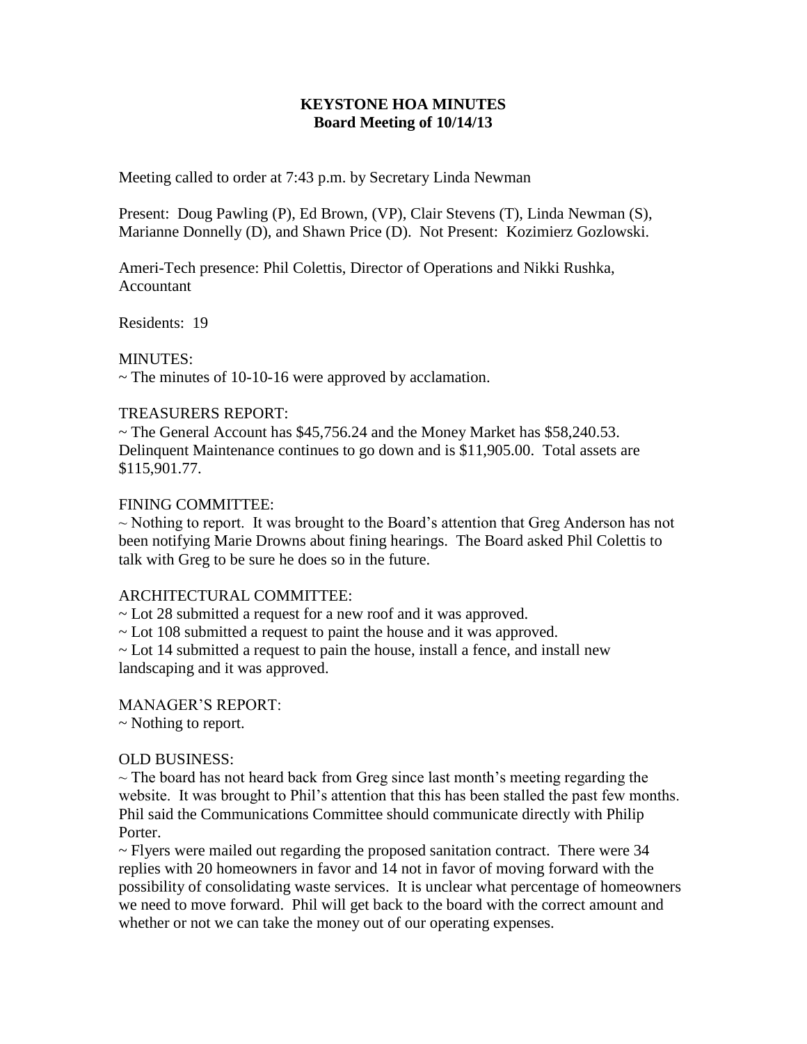**KEYSTONE HOA MINUTES**
**Board Meeting of 10/14/13**

Meeting called to order at 7:43 p.m. by Secretary Linda Newman

Present: Doug Pawling (P), Ed Brown, (VP), Clair Stevens (T), Linda Newman (S), Marianne Donnelly (D), and Shawn Price (D). Not Present: Kozimierz Gozlowski.

Ameri-Tech presence: Phil Colettis, Director of Operations and Nikki Rushka, Accountant

Residents: 19

MINUTES:
~ The minutes of 10-10-16 were approved by acclamation.

TREASURERS REPORT:
~ The General Account has $45,756.24 and the Money Market has $58,240.53. Delinquent Maintenance continues to go down and is $11,905.00. Total assets are $115,901.77.

FINING COMMITTEE:
~ Nothing to report. It was brought to the Board's attention that Greg Anderson has not been notifying Marie Drowns about fining hearings. The Board asked Phil Colettis to talk with Greg to be sure he does so in the future.

ARCHITECTURAL COMMITTEE:
~ Lot 28 submitted a request for a new roof and it was approved.
~ Lot 108 submitted a request to paint the house and it was approved.
~ Lot 14 submitted a request to pain the house, install a fence, and install new landscaping and it was approved.

MANAGER'S REPORT:
~ Nothing to report.

OLD BUSINESS:
~ The board has not heard back from Greg since last month's meeting regarding the website. It was brought to Phil's attention that this has been stalled the past few months. Phil said the Communications Committee should communicate directly with Philip Porter.
~ Flyers were mailed out regarding the proposed sanitation contract. There were 34 replies with 20 homeowners in favor and 14 not in favor of moving forward with the possibility of consolidating waste services. It is unclear what percentage of homeowners we need to move forward. Phil will get back to the board with the correct amount and whether or not we can take the money out of our operating expenses.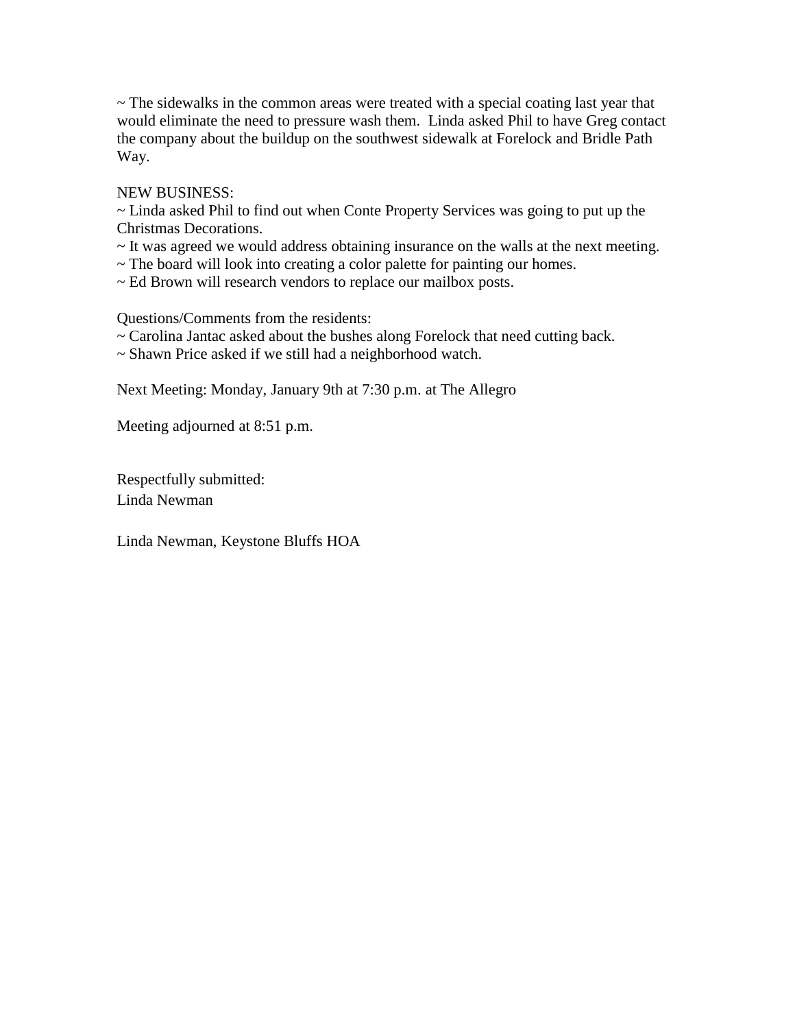~ The sidewalks in the common areas were treated with a special coating last year that would eliminate the need to pressure wash them. Linda asked Phil to have Greg contact the company about the buildup on the southwest sidewalk at Forelock and Bridle Path Way.

NEW BUSINESS:

~ Linda asked Phil to find out when Conte Property Services was going to put up the Christmas Decorations.

~ It was agreed we would address obtaining insurance on the walls at the next meeting.

~ The board will look into creating a color palette for painting our homes.

~ Ed Brown will research vendors to replace our mailbox posts.

Questions/Comments from the residents:

~ Carolina Jantac asked about the bushes along Forelock that need cutting back.

~ Shawn Price asked if we still had a neighborhood watch.

Next Meeting: Monday, January 9th at 7:30 p.m. at The Allegro

Meeting adjourned at 8:51 p.m.

Respectfully submitted:
Linda Newman

Linda Newman, Keystone Bluffs HOA